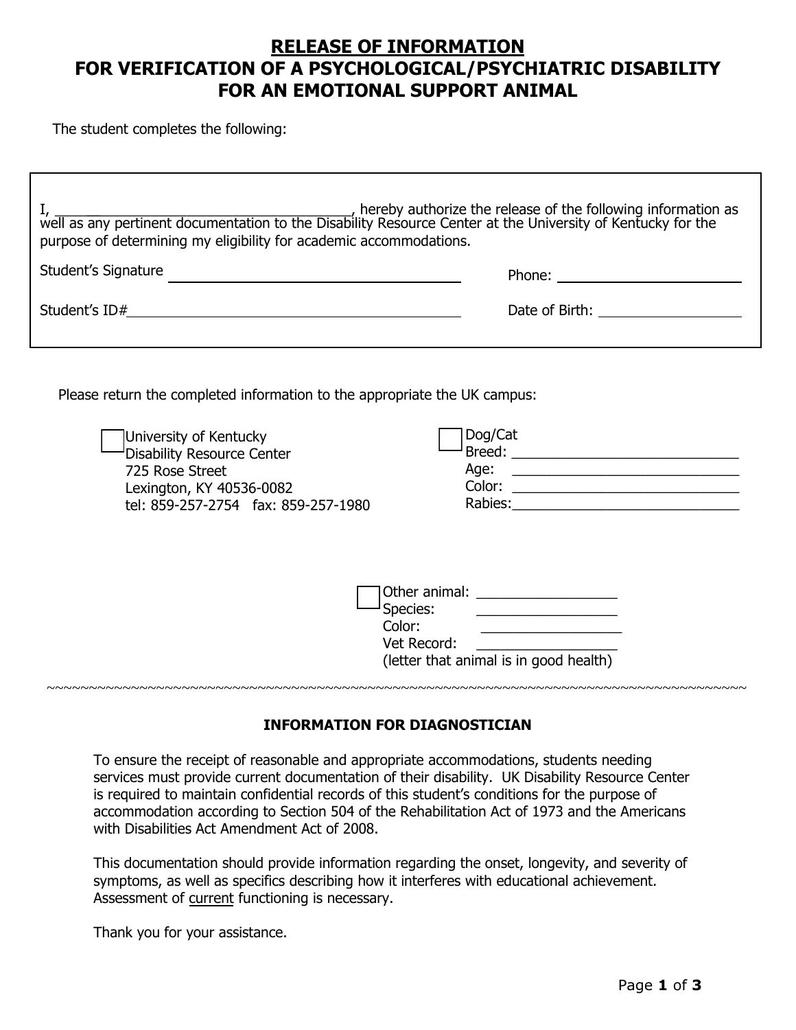# RELEASE OF INFORMATION
# FOR VERIFICATION OF A PSYCHOLOGICAL/PSYCHIATRIC DISABILITY FOR AN EMOTIONAL SUPPORT ANIMAL

The student completes the following:

I, ______________________________________, hereby authorize the release of the following information as well as any pertinent documentation to the Disability Resource Center at the University of Kentucky for the purpose of determining my eligibility for academic accommodations.

Student's Signature ______________________________ Phone: ____________________

Student's ID# ______________________________ Date of Birth: ________________

Please return the completed information to the appropriate the UK campus:

☐ University of Kentucky
Disability Resource Center
725 Rose Street
Lexington, KY 40536-0082
tel: 859-257-2754 fax: 859-257-1980

☐ Dog/Cat
Breed: ____________________________
Age: ____________________________
Color: ____________________________
Rabies: ____________________________

☐ Other animal: __________________
Species: __________________
Color: __________________
Vet Record: __________________
(letter that animal is in good health)

~~~~~~~~~~~~~~~~~~~~~~~~~~~~~~~~~~~~~~~~~~~~~~~~~~~~~~~~~~~~~~~~~~~~~~~~~~~~~~~~~~~~~~~

### INFORMATION FOR DIAGNOSTICIAN

To ensure the receipt of reasonable and appropriate accommodations, students needing services must provide current documentation of their disability. UK Disability Resource Center is required to maintain confidential records of this student's conditions for the purpose of accommodation according to Section 504 of the Rehabilitation Act of 1973 and the Americans with Disabilities Act Amendment Act of 2008.

This documentation should provide information regarding the onset, longevity, and severity of symptoms, as well as specifics describing how it interferes with educational achievement. Assessment of <u>current</u> functioning is necessary.

Thank you for your assistance.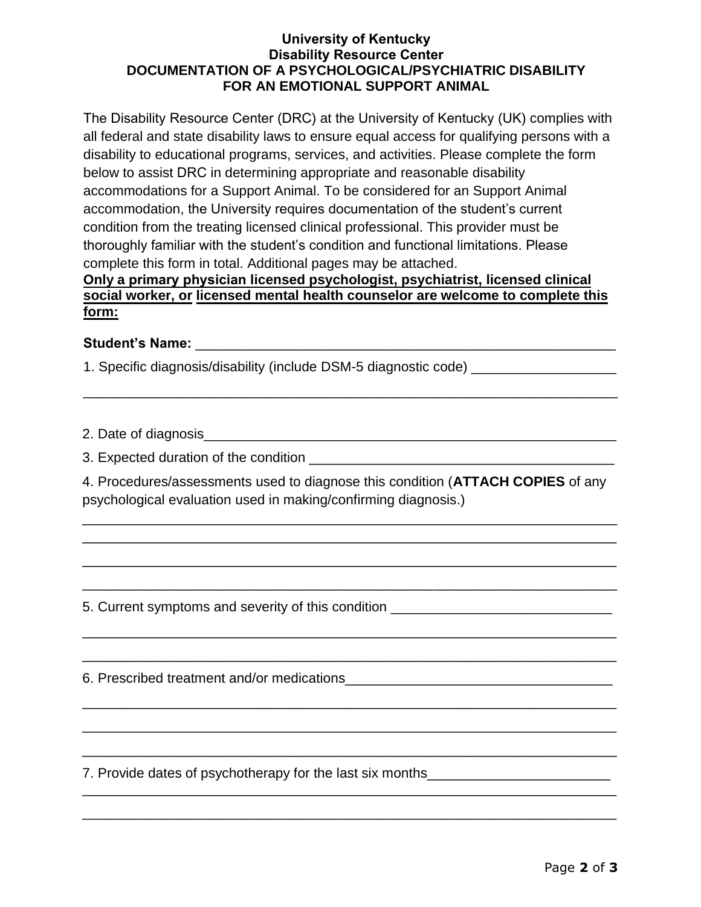**University of Kentucky**
**Disability Resource Center**
**DOCUMENTATION OF A PSYCHOLOGICAL/PSYCHIATRIC DISABILITY FOR AN EMOTIONAL SUPPORT ANIMAL**

The Disability Resource Center (DRC) at the University of Kentucky (UK) complies with all federal and state disability laws to ensure equal access for qualifying persons with a disability to educational programs, services, and activities. Please complete the form below to assist DRC in determining appropriate and reasonable disability accommodations for a Support Animal. To be considered for an Support Animal accommodation, the University requires documentation of the student's current condition from the treating licensed clinical professional. This provider must be thoroughly familiar with the student's condition and functional limitations. Please complete this form in total. Additional pages may be attached.

**Only a primary physician licensed psychologist, psychiatrist, licensed clinical social worker, or licensed mental health counselor are welcome to complete this form:**

**Student's Name:** ____________________________________________________________

1. Specific diagnosis/disability (include DSM-5 diagnostic code) ____________________

_________________________________________________________________________

2. Date of diagnosis____________________________________________________________

3. Expected duration of the condition ___________________________________________

4. Procedures/assessments used to diagnose this condition (**ATTACH COPIES** of any psychological evaluation used in making/confirming diagnosis.)

_________________________________________________________________________

_________________________________________________________________________

_________________________________________________________________________

_________________________________________________________________________

5. Current symptoms and severity of this condition ______________________________

_________________________________________________________________________

_________________________________________________________________________

6. Prescribed treatment and/or medications____________________________________

_________________________________________________________________________

_________________________________________________________________________

_________________________________________________________________________

7. Provide dates of psychotherapy for the last six months_________________________

_________________________________________________________________________

_________________________________________________________________________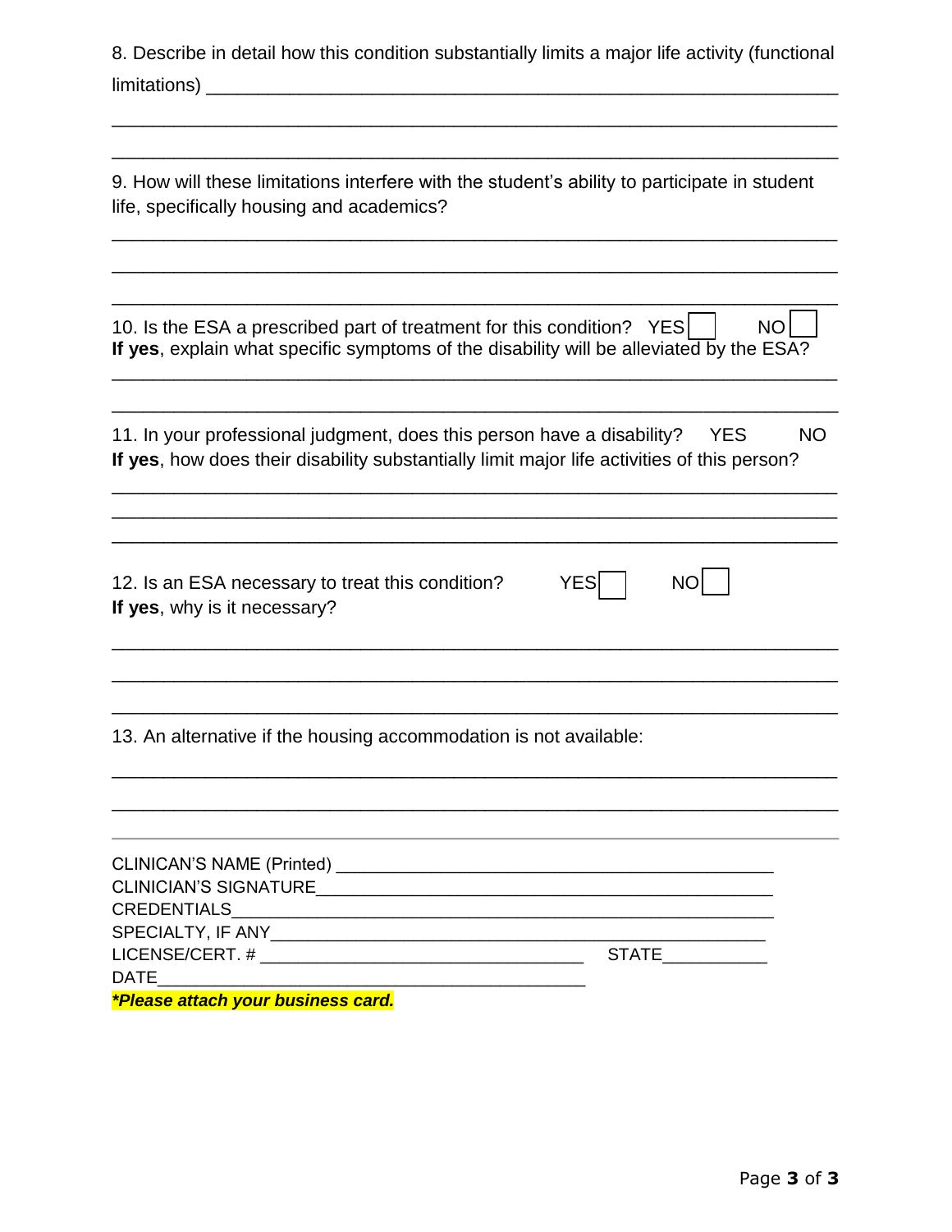8. Describe in detail how this condition substantially limits a major life activity (functional limitations) ___________________________________________________________

___________________________________________________________________________

___________________________________________________________________________

9. How will these limitations interfere with the student's ability to participate in student life, specifically housing and academics?

___________________________________________________________________________

___________________________________________________________________________

___________________________________________________________________________

10. Is the ESA a prescribed part of treatment for this condition? YES ☐ NO ☐
**If yes**, explain what specific symptoms of the disability will be alleviated by the ESA?

___________________________________________________________________________

___________________________________________________________________________

11. In your professional judgment, does this person have a disability? YES NO
**If yes**, how does their disability substantially limit major life activities of this person?

___________________________________________________________________________

___________________________________________________________________________

___________________________________________________________________________

12. Is an ESA necessary to treat this condition? YES ☐ NO ☐
**If yes**, why is it necessary?

___________________________________________________________________________

___________________________________________________________________________

___________________________________________________________________________

13. An alternative if the housing accommodation is not available:

___________________________________________________________________________

___________________________________________________________________________

---

CLINICAN'S NAME (Printed) _______________________________________________

CLINICIAN'S SIGNATURE_________________________________________________

CREDENTIALS_______________________________________________________________

SPECIALTY, IF ANY_________________________________________________________

LICENSE/CERT. # ____________________________________ STATE___________

DATE_____________________________________________

***Please attach your business card.***